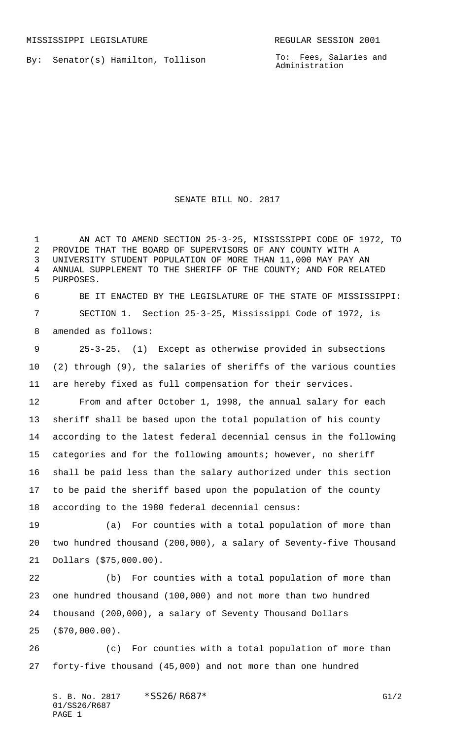MISSISSIPPI LEGISLATURE REGULAR SESSION 2001

By: Senator(s) Hamilton, Tollison

To: Fees, Salaries and Administration

# SENATE BILL NO. 2817

AN ACT TO AMEND SECTION 25-3-25, MISSISSIPPI CODE OF 1972, TO PROVIDE THAT THE BOARD OF SUPERVISORS OF ANY COUNTY WITH A UNIVERSITY STUDENT POPULATION OF MORE THAN 11,000 MAY PAY AN ANNUAL SUPPLEMENT TO THE SHERIFF OF THE COUNTY; AND FOR RELATED PURPOSES.

BE IT ENACTED BY THE LEGISLATURE OF THE STATE OF MISSISSIPPI:

SECTION 1. Section 25-3-25, Mississippi Code of 1972, is amended as follows:

25-3-25. (1) Except as otherwise provided in subsections (2) through (9), the salaries of sheriffs of the various counties are hereby fixed as full compensation for their services.

From and after October 1, 1998, the annual salary for each sheriff shall be based upon the total population of his county according to the latest federal decennial census in the following categories and for the following amounts; however, no sheriff shall be paid less than the salary authorized under this section to be paid the sheriff based upon the population of the county according to the 1980 federal decennial census:

(a) For counties with a total population of more than two hundred thousand (200,000), a salary of Seventy-five Thousand Dollars ($75,000.00).

(b) For counties with a total population of more than one hundred thousand (100,000) and not more than two hundred thousand (200,000), a salary of Seventy Thousand Dollars ($70,000.00).

(c) For counties with a total population of more than forty-five thousand (45,000) and not more than one hundred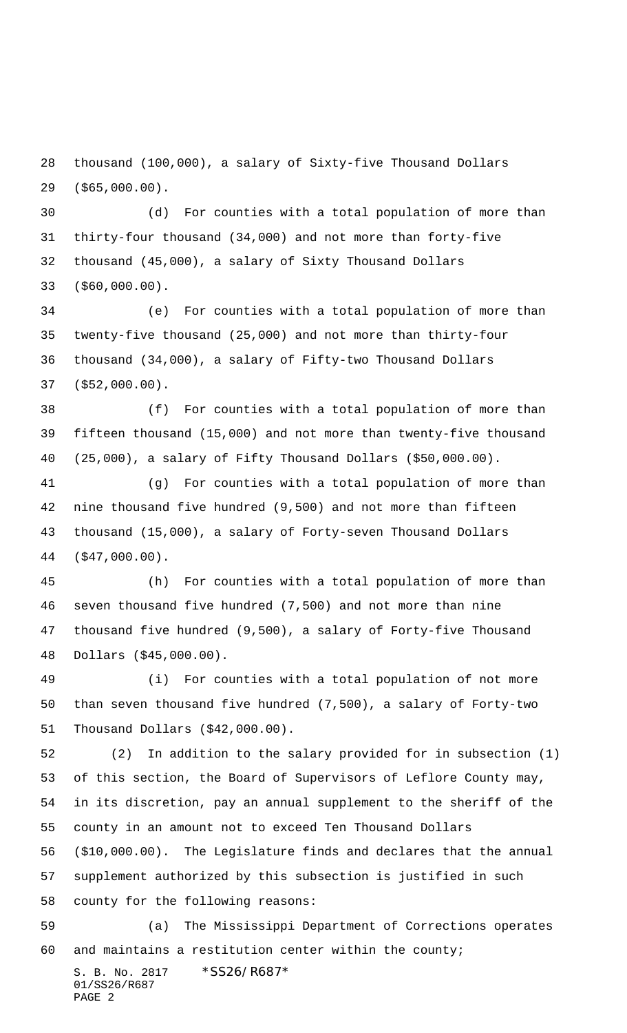thousand (100,000), a salary of Sixty-five Thousand Dollars ($65,000.00).

(d) For counties with a total population of more than thirty-four thousand (34,000) and not more than forty-five thousand (45,000), a salary of Sixty Thousand Dollars ($60,000.00).

(e) For counties with a total population of more than twenty-five thousand (25,000) and not more than thirty-four thousand (34,000), a salary of Fifty-two Thousand Dollars ($52,000.00).

(f) For counties with a total population of more than fifteen thousand (15,000) and not more than twenty-five thousand (25,000), a salary of Fifty Thousand Dollars ($50,000.00).

(g) For counties with a total population of more than nine thousand five hundred (9,500) and not more than fifteen thousand (15,000), a salary of Forty-seven Thousand Dollars ($47,000.00).

(h) For counties with a total population of more than seven thousand five hundred (7,500) and not more than nine thousand five hundred (9,500), a salary of Forty-five Thousand Dollars ($45,000.00).

(i) For counties with a total population of not more than seven thousand five hundred (7,500), a salary of Forty-two Thousand Dollars ($42,000.00).

(2) In addition to the salary provided for in subsection (1) of this section, the Board of Supervisors of Leflore County may, in its discretion, pay an annual supplement to the sheriff of the county in an amount not to exceed Ten Thousand Dollars ($10,000.00). The Legislature finds and declares that the annual supplement authorized by this subsection is justified in such county for the following reasons:

(a) The Mississippi Department of Corrections operates and maintains a restitution center within the county;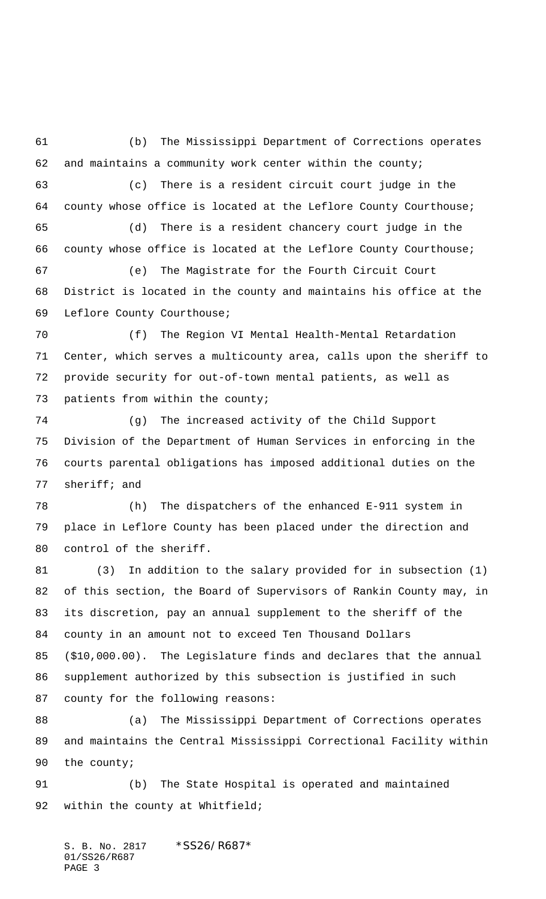(b) The Mississippi Department of Corrections operates and maintains a community work center within the county;

(c) There is a resident circuit court judge in the county whose office is located at the Leflore County Courthouse;

(d) There is a resident chancery court judge in the county whose office is located at the Leflore County Courthouse;

(e) The Magistrate for the Fourth Circuit Court District is located in the county and maintains his office at the Leflore County Courthouse;

(f) The Region VI Mental Health-Mental Retardation Center, which serves a multicounty area, calls upon the sheriff to provide security for out-of-town mental patients, as well as patients from within the county;

(g) The increased activity of the Child Support Division of the Department of Human Services in enforcing in the courts parental obligations has imposed additional duties on the sheriff; and

(h) The dispatchers of the enhanced E-911 system in place in Leflore County has been placed under the direction and control of the sheriff.

(3) In addition to the salary provided for in subsection (1) of this section, the Board of Supervisors of Rankin County may, in its discretion, pay an annual supplement to the sheriff of the county in an amount not to exceed Ten Thousand Dollars ($10,000.00). The Legislature finds and declares that the annual supplement authorized by this subsection is justified in such county for the following reasons:

(a) The Mississippi Department of Corrections operates and maintains the Central Mississippi Correctional Facility within the county;

(b) The State Hospital is operated and maintained within the county at Whitfield;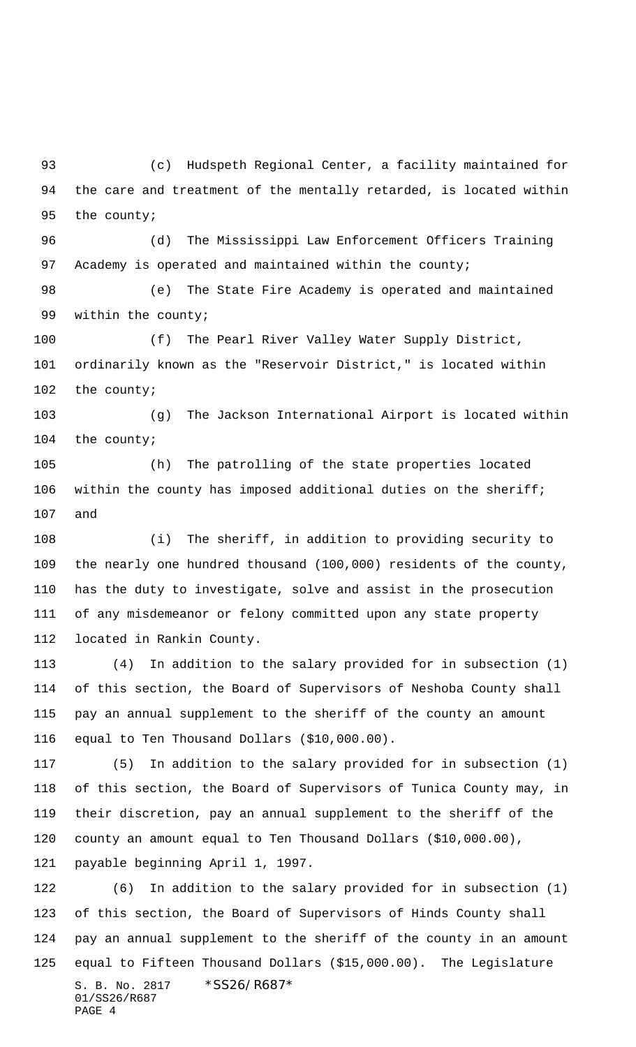(c) Hudspeth Regional Center, a facility maintained for the care and treatment of the mentally retarded, is located within the county;

(d) The Mississippi Law Enforcement Officers Training Academy is operated and maintained within the county;

(e) The State Fire Academy is operated and maintained within the county;

(f) The Pearl River Valley Water Supply District, ordinarily known as the "Reservoir District," is located within the county;

(g) The Jackson International Airport is located within the county;

(h) The patrolling of the state properties located within the county has imposed additional duties on the sheriff; and

(i) The sheriff, in addition to providing security to the nearly one hundred thousand (100,000) residents of the county, has the duty to investigate, solve and assist in the prosecution of any misdemeanor or felony committed upon any state property located in Rankin County.

(4) In addition to the salary provided for in subsection (1) of this section, the Board of Supervisors of Neshoba County shall pay an annual supplement to the sheriff of the county an amount equal to Ten Thousand Dollars ($10,000.00).

(5) In addition to the salary provided for in subsection (1) of this section, the Board of Supervisors of Tunica County may, in their discretion, pay an annual supplement to the sheriff of the county an amount equal to Ten Thousand Dollars ($10,000.00), payable beginning April 1, 1997.

(6) In addition to the salary provided for in subsection (1) of this section, the Board of Supervisors of Hinds County shall pay an annual supplement to the sheriff of the county in an amount equal to Fifteen Thousand Dollars ($15,000.00). The Legislature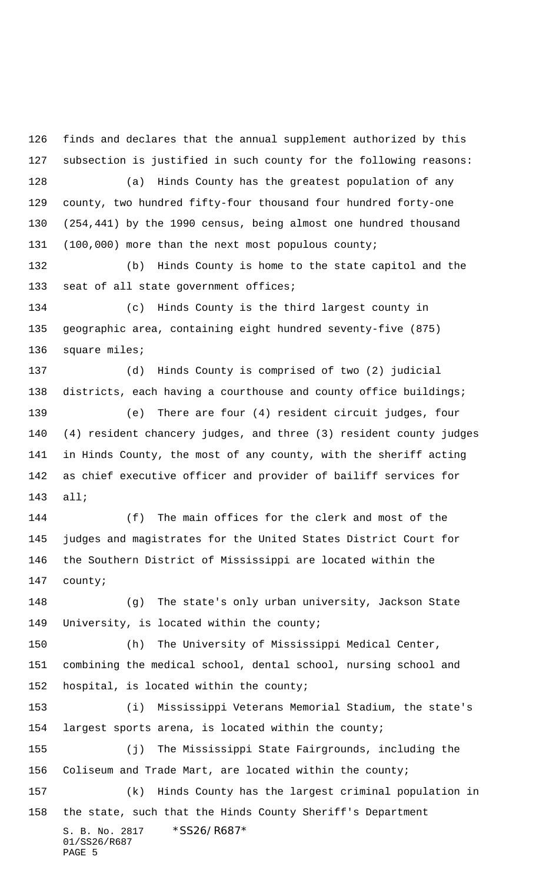finds and declares that the annual supplement authorized by this subsection is justified in such county for the following reasons:

(a) Hinds County has the greatest population of any county, two hundred fifty-four thousand four hundred forty-one (254,441) by the 1990 census, being almost one hundred thousand (100,000) more than the next most populous county;

(b) Hinds County is home to the state capitol and the seat of all state government offices;

(c) Hinds County is the third largest county in geographic area, containing eight hundred seventy-five (875) square miles;

(d) Hinds County is comprised of two (2) judicial districts, each having a courthouse and county office buildings;

(e) There are four (4) resident circuit judges, four (4) resident chancery judges, and three (3) resident county judges in Hinds County, the most of any county, with the sheriff acting as chief executive officer and provider of bailiff services for all;

(f) The main offices for the clerk and most of the judges and magistrates for the United States District Court for the Southern District of Mississippi are located within the county;

(g) The state's only urban university, Jackson State University, is located within the county;

(h) The University of Mississippi Medical Center, combining the medical school, dental school, nursing school and hospital, is located within the county;

(i) Mississippi Veterans Memorial Stadium, the state's largest sports arena, is located within the county;

(j) The Mississippi State Fairgrounds, including the Coliseum and Trade Mart, are located within the county;

(k) Hinds County has the largest criminal population in the state, such that the Hinds County Sheriff's Department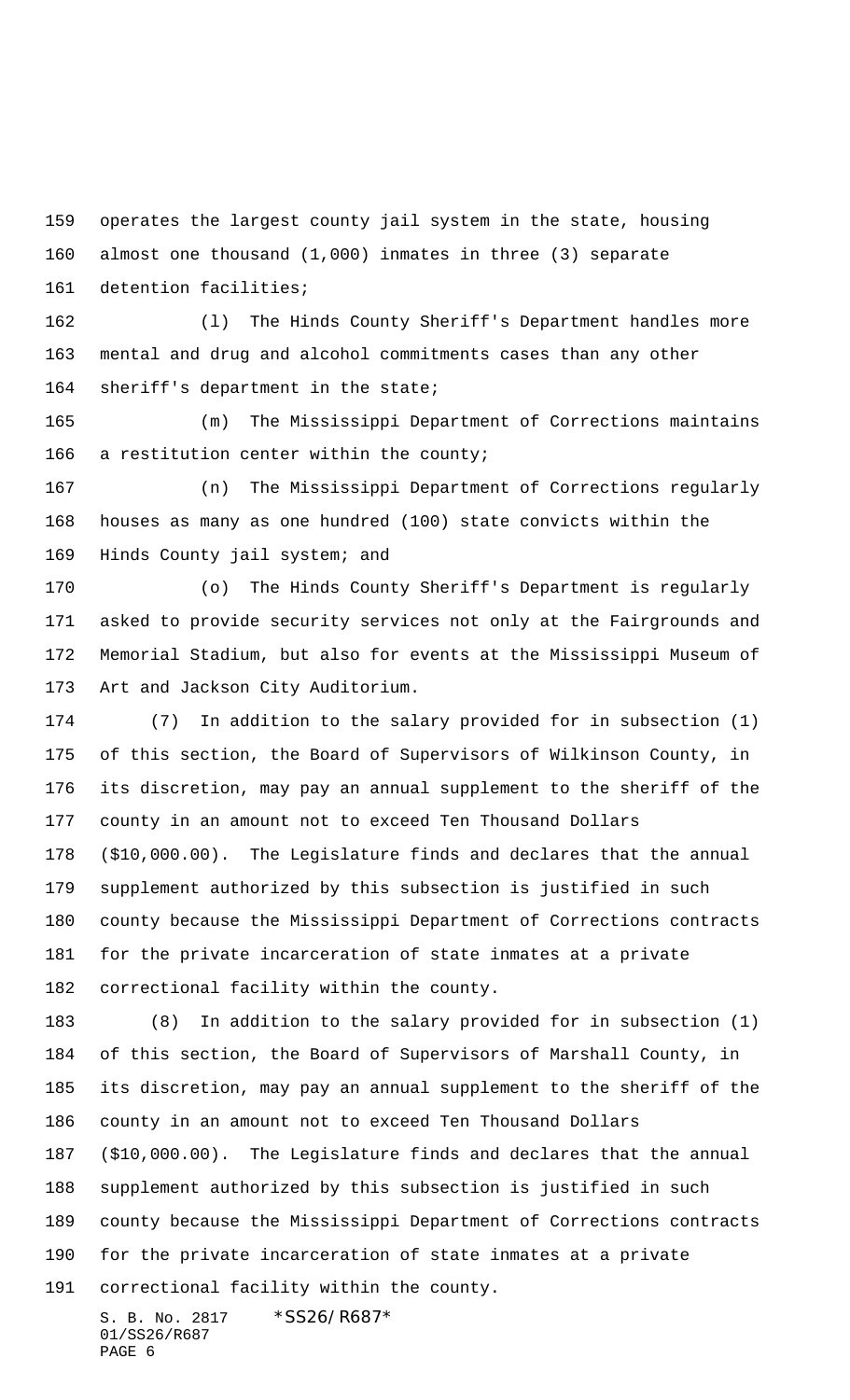operates the largest county jail system in the state, housing almost one thousand (1,000) inmates in three (3) separate detention facilities;

(l) The Hinds County Sheriff's Department handles more mental and drug and alcohol commitments cases than any other sheriff's department in the state;

(m) The Mississippi Department of Corrections maintains a restitution center within the county;

(n) The Mississippi Department of Corrections regularly houses as many as one hundred (100) state convicts within the Hinds County jail system; and

(o) The Hinds County Sheriff's Department is regularly asked to provide security services not only at the Fairgrounds and Memorial Stadium, but also for events at the Mississippi Museum of Art and Jackson City Auditorium.

(7) In addition to the salary provided for in subsection (1) of this section, the Board of Supervisors of Wilkinson County, in its discretion, may pay an annual supplement to the sheriff of the county in an amount not to exceed Ten Thousand Dollars ($10,000.00). The Legislature finds and declares that the annual supplement authorized by this subsection is justified in such county because the Mississippi Department of Corrections contracts for the private incarceration of state inmates at a private correctional facility within the county.

(8) In addition to the salary provided for in subsection (1) of this section, the Board of Supervisors of Marshall County, in its discretion, may pay an annual supplement to the sheriff of the county in an amount not to exceed Ten Thousand Dollars ($10,000.00). The Legislature finds and declares that the annual supplement authorized by this subsection is justified in such county because the Mississippi Department of Corrections contracts for the private incarceration of state inmates at a private correctional facility within the county.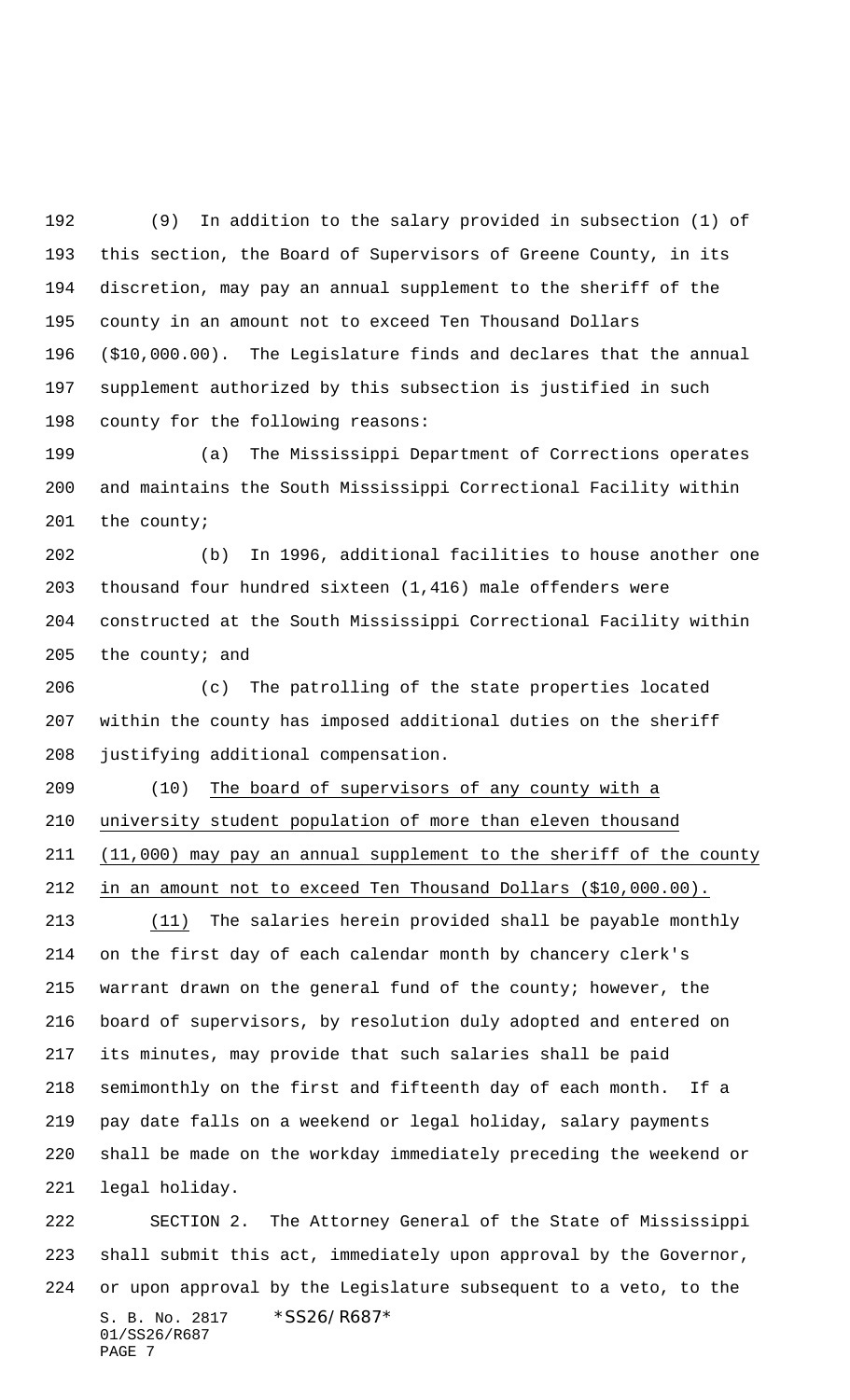(9) In addition to the salary provided in subsection (1) of this section, the Board of Supervisors of Greene County, in its discretion, may pay an annual supplement to the sheriff of the county in an amount not to exceed Ten Thousand Dollars ($10,000.00). The Legislature finds and declares that the annual supplement authorized by this subsection is justified in such county for the following reasons:

(a) The Mississippi Department of Corrections operates and maintains the South Mississippi Correctional Facility within the county;

(b) In 1996, additional facilities to house another one thousand four hundred sixteen (1,416) male offenders were constructed at the South Mississippi Correctional Facility within the county; and

(c) The patrolling of the state properties located within the county has imposed additional duties on the sheriff justifying additional compensation.

(10) <u>The board of supervisors of any county with a university student population of more than eleven thousand (11,000) may pay an annual supplement to the sheriff of the county in an amount not to exceed Ten Thousand Dollars ($10,000.00).</u>

<u>(11)</u> The salaries herein provided shall be payable monthly on the first day of each calendar month by chancery clerk's warrant drawn on the general fund of the county; however, the board of supervisors, by resolution duly adopted and entered on its minutes, may provide that such salaries shall be paid semimonthly on the first and fifteenth day of each month. If a pay date falls on a weekend or legal holiday, salary payments shall be made on the workday immediately preceding the weekend or legal holiday.

SECTION 2. The Attorney General of the State of Mississippi shall submit this act, immediately upon approval by the Governor, or upon approval by the Legislature subsequent to a veto, to the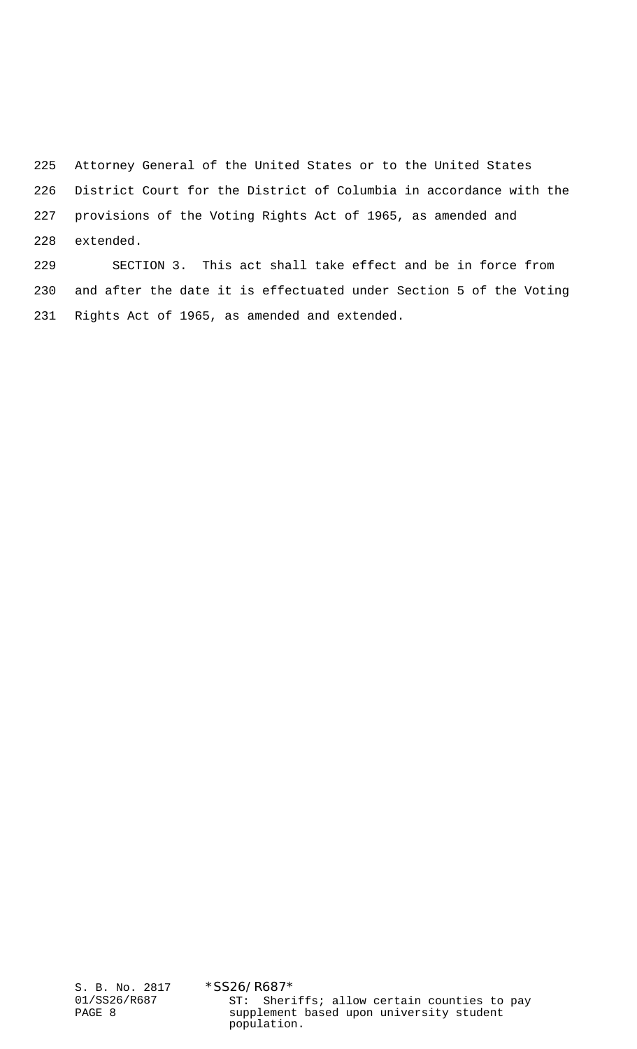Attorney General of the United States or to the United States District Court for the District of Columbia in accordance with the provisions of the Voting Rights Act of 1965, as amended and extended.

SECTION 3. This act shall take effect and be in force from and after the date it is effectuated under Section 5 of the Voting Rights Act of 1965, as amended and extended.